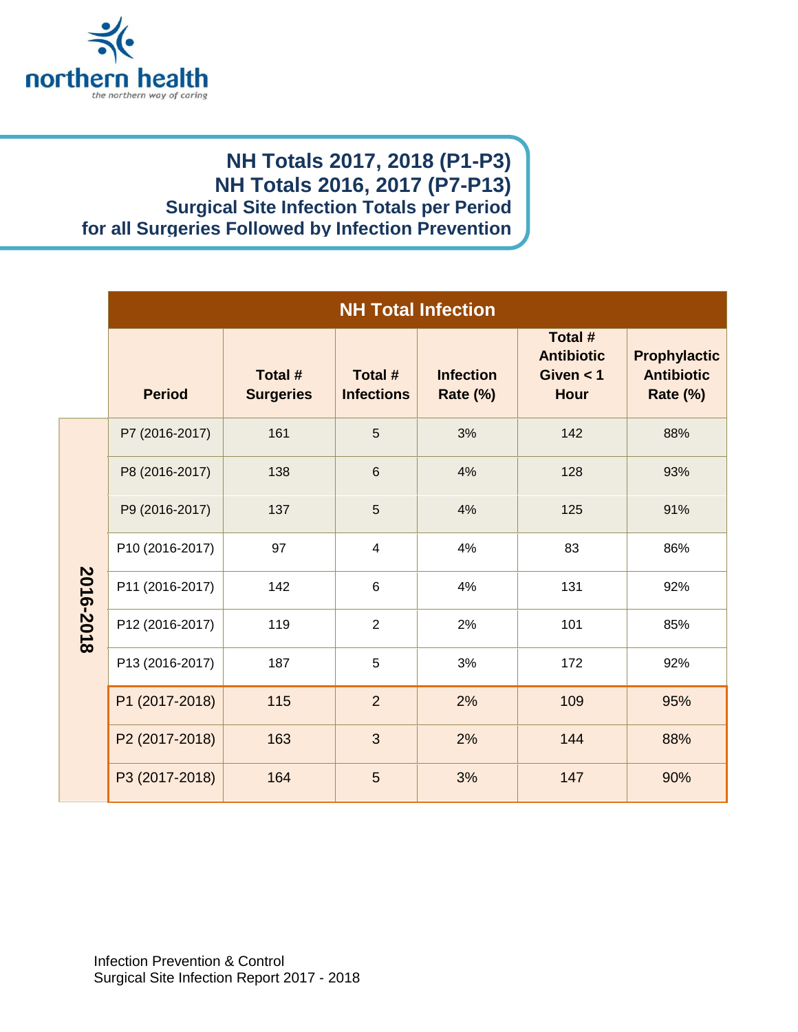northern health

*the northern way of caring*

# NH Totals 2017, 2018 (P1-P3)
# NH Totals 2016, 2017 (P7-P13)
## Surgical Site Infection Totals per Period for all Surgeries Followed by Infection Prevention

| | NH Total Infection | | | | | |
|---|---|---|---|---|---|---|
| | **Period** | **Total # Surgeries** | **Total # Infections** | **Infection Rate (%)** | **Total # Antibiotic Given < 1 Hour** | **Prophylactic Antibiotic Rate (%)** |
| **2016-2018** | P7 (2016-2017) | 161 | 5 | 3% | 142 | 88% |
| | P8 (2016-2017) | 138 | 6 | 4% | 128 | 93% |
| | P9 (2016-2017) | 137 | 5 | 4% | 125 | 91% |
| | P10 (2016-2017) | 97 | 4 | 4% | 83 | 86% |
| | P11 (2016-2017) | 142 | 6 | 4% | 131 | 92% |
| | P12 (2016-2017) | 119 | 2 | 2% | 101 | 85% |
| | P13 (2016-2017) | 187 | 5 | 3% | 172 | 92% |
| | P1 (2017-2018) | 115 | 2 | 2% | 109 | 95% |
| | P2 (2017-2018) | 163 | 3 | 2% | 144 | 88% |
| | P3 (2017-2018) | 164 | 5 | 3% | 147 | 90% |

Infection Prevention & Control
Surgical Site Infection Report 2017 - 2018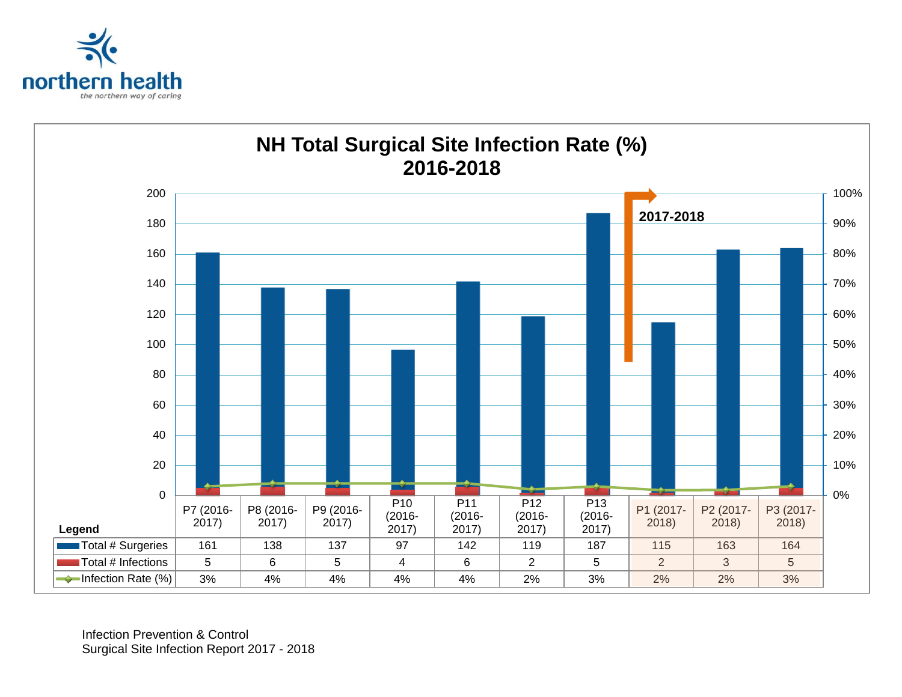northern health

*the northern way of caring*

## NH Total Surgical Site Infection Rate (%) 2016-2018

| Legend | P7 (2016-2017) | P8 (2016-2017) | P9 (2016-2017) | P10 (2016-2017) | P11 (2016-2017) | P12 (2016-2017) | P13 (2016-2017) | P1 (2017-2018) | P2 (2017-2018) | P3 (2017-2018) |
|---|---|---|---|---|---|---|---|---|---|---|
| Total # Surgeries | 161 | 138 | 137 | 97 | 142 | 119 | 187 | 115 | 163 | 164 |
| Total # Infections | 5 | 6 | 5 | 4 | 6 | 2 | 5 | 2 | 3 | 5 |
| Infection Rate (%) | 3% | 4% | 4% | 4% | 4% | 2% | 3% | 2% | 2% | 3% |

Infection Prevention & Control
Surgical Site Infection Report 2017 - 2018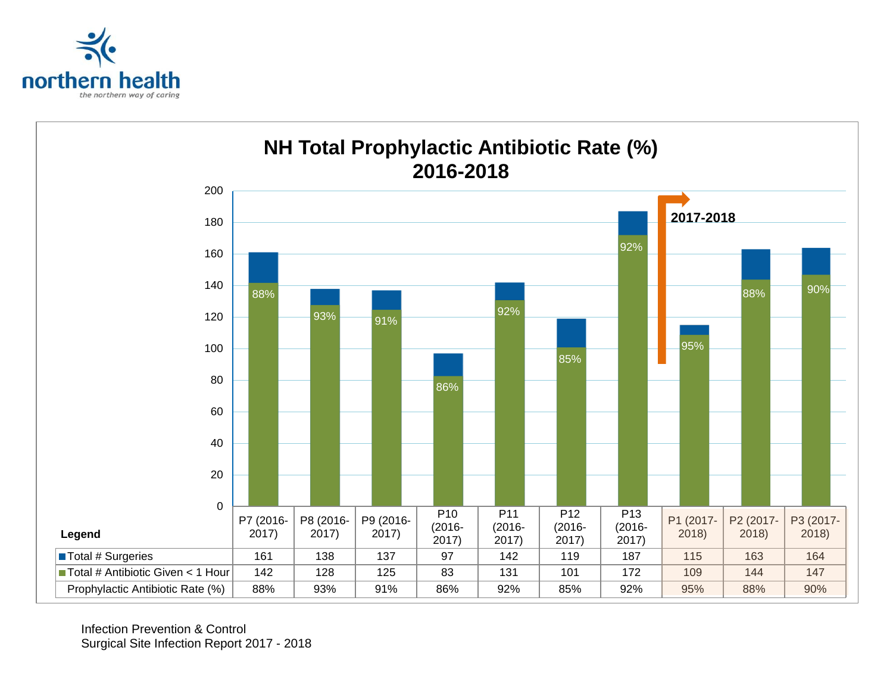**NH Total Prophylactic Antibiotic Rate (%)**
**2016-2018**

200
180
160
140
120
100
80
60
40
20
0

2017-2018

88%
93%
91%
86%
92%
85%
92%
95%
88%
90%

| Legend | P7 (2016-2017) | P8 (2016-2017) | P9 (2016-2017) | P10 (2016-2017) | P11 (2016-2017) | P12 (2016-2017) | P13 (2016-2017) | P1 (2017-2018) | P2 (2017-2018) | P3 (2017-2018) |
|---|---|---|---|---|---|---|---|---|---|---|
| Total # Surgeries | 161 | 138 | 137 | 97 | 142 | 119 | 187 | 115 | 163 | 164 |
| Total # Antibiotic Given < 1 Hour | 142 | 128 | 125 | 83 | 131 | 101 | 172 | 109 | 144 | 147 |
| Prophylactic Antibiotic Rate (%) | 88% | 93% | 91% | 86% | 92% | 85% | 92% | 95% | 88% | 90% |